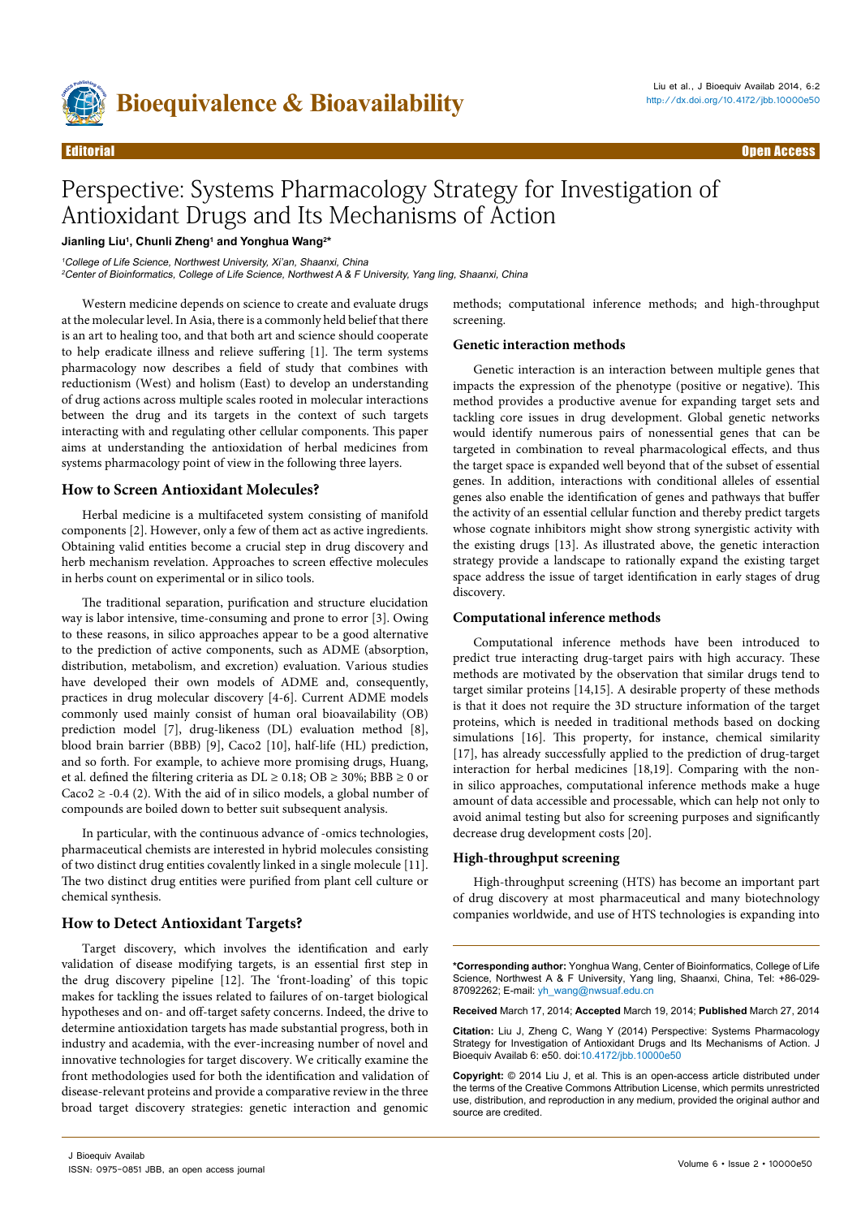Editorial — Open Access

# Perspective: Systems Pharmacology Strategy for Investigation of Antioxidant Drugs and Its Mechanisms of Action

**Jianling Liu[1], Chunli Zheng[1] and Yonghua Wang[2]***

[1]*College of Life Science, Northwest University, Xi'an, Shaanxi, China*
[2]*Center of Bioinformatics, College of Life Science, Northwest A & F University, Yang ling, Shaanxi, China*

Western medicine depends on science to create and evaluate drugs at the molecular level. In Asia, there is a commonly held belief that there is an art to healing too, and that both art and science should cooperate to help eradicate illness and relieve suffering [1]. The term systems pharmacology now describes a field of study that combines with reductionism (West) and holism (East) to develop an understanding of drug actions across multiple scales rooted in molecular interactions between the drug and its targets in the context of such targets interacting with and regulating other cellular components. This paper aims at understanding the antioxidation of herbal medicines from systems pharmacology point of view in the following three layers.

## How to Screen Antioxidant Molecules?

Herbal medicine is a multifaceted system consisting of manifold components [2]. However, only a few of them act as active ingredients. Obtaining valid entities become a crucial step in drug discovery and herb mechanism revelation. Approaches to screen effective molecules in herbs count on experimental or in silico tools.

The traditional separation, purification and structure elucidation way is labor intensive, time-consuming and prone to error [3]. Owing to these reasons, in silico approaches appear to be a good alternative to the prediction of active components, such as ADME (absorption, distribution, metabolism, and excretion) evaluation. Various studies have developed their own models of ADME and, consequently, practices in drug molecular discovery [4-6]. Current ADME models commonly used mainly consist of human oral bioavailability (OB) prediction model [7], drug-likeness (DL) evaluation method [8], blood brain barrier (BBB) [9], Caco2 [10], half-life (HL) prediction, and so forth. For example, to achieve more promising drugs, Huang, et al. defined the filtering criteria as DL ≥ 0.18; OB ≥ 30%; BBB ≥ 0 or Caco2 ≥ -0.4 (2). With the aid of in silico models, a global number of compounds are boiled down to better suit subsequent analysis.

In particular, with the continuous advance of -omics technologies, pharmaceutical chemists are interested in hybrid molecules consisting of two distinct drug entities covalently linked in a single molecule [11]. The two distinct drug entities were purified from plant cell culture or chemical synthesis.

## How to Detect Antioxidant Targets?

Target discovery, which involves the identification and early validation of disease modifying targets, is an essential first step in the drug discovery pipeline [12]. The 'front-loading' of this topic makes for tackling the issues related to failures of on-target biological hypotheses and on- and off-target safety concerns. Indeed, the drive to determine antioxidation targets has made substantial progress, both in industry and academia, with the ever-increasing number of novel and innovative technologies for target discovery. We critically examine the front methodologies used for both the identification and validation of disease-relevant proteins and provide a comparative review in the three broad target discovery strategies: genetic interaction and genomic methods; computational inference methods; and high-throughput screening.

### Genetic interaction methods

Genetic interaction is an interaction between multiple genes that impacts the expression of the phenotype (positive or negative). This method provides a productive avenue for expanding target sets and tackling core issues in drug development. Global genetic networks would identify numerous pairs of nonessential genes that can be targeted in combination to reveal pharmacological effects, and thus the target space is expanded well beyond that of the subset of essential genes. In addition, interactions with conditional alleles of essential genes also enable the identification of genes and pathways that buffer the activity of an essential cellular function and thereby predict targets whose cognate inhibitors might show strong synergistic activity with the existing drugs [13]. As illustrated above, the genetic interaction strategy provide a landscape to rationally expand the existing target space address the issue of target identification in early stages of drug discovery.

### Computational inference methods

Computational inference methods have been introduced to predict true interacting drug-target pairs with high accuracy. These methods are motivated by the observation that similar drugs tend to target similar proteins [14,15]. A desirable property of these methods is that it does not require the 3D structure information of the target proteins, which is needed in traditional methods based on docking simulations [16]. This property, for instance, chemical similarity [17], has already successfully applied to the prediction of drug-target interaction for herbal medicines [18,19]. Comparing with the non-in silico approaches, computational inference methods make a huge amount of data accessible and processable, which can help not only to avoid animal testing but also for screening purposes and significantly decrease drug development costs [20].

### High-throughput screening

High-throughput screening (HTS) has become an important part of drug discovery at most pharmaceutical and many biotechnology companies worldwide, and use of HTS technologies is expanding into

---

**\*Corresponding author:** Yonghua Wang, Center of Bioinformatics, College of Life Science, Northwest A & F University, Yang ling, Shaanxi, China, Tel: +86-029-87092262; E-mail: yh_wang@nwsuaf.edu.cn

**Received** March 17, 2014; **Accepted** March 19, 2014; **Published** March 27, 2014

**Citation:** Liu J, Zheng C, Wang Y (2014) Perspective: Systems Pharmacology Strategy for Investigation of Antioxidant Drugs and Its Mechanisms of Action. J Bioequiv Availab 6: e50. doi:10.4172/jbb.10000e50

**Copyright:** © 2014 Liu J, et al. This is an open-access article distributed under the terms of the Creative Commons Attribution License, which permits unrestricted use, distribution, and reproduction in any medium, provided the original author and source are credited.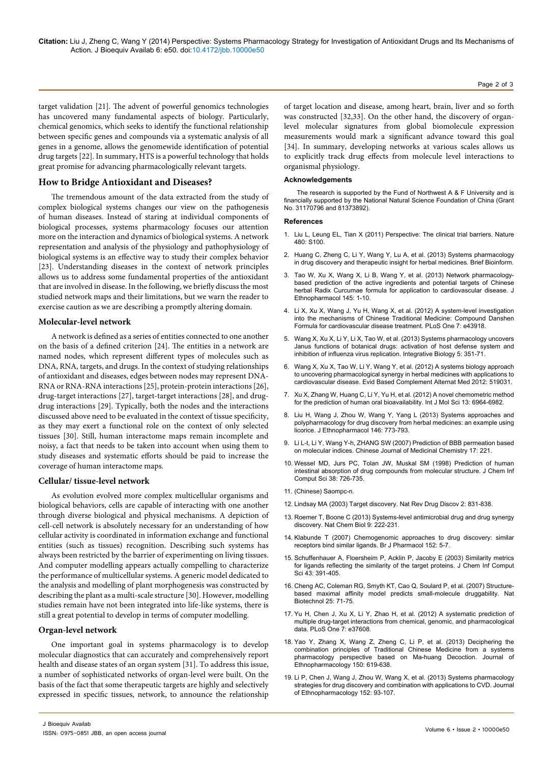target validation [21]. The advent of powerful genomics technologies has uncovered many fundamental aspects of biology. Particularly, chemical genomics, which seeks to identify the functional relationship between specific genes and compounds via a systematic analysis of all genes in a genome, allows the genomewide identification of potential drug targets [22]. In summary, HTS is a powerful technology that holds great promise for advancing pharmacologically relevant targets.

## How to Bridge Antioxidant and Diseases?

The tremendous amount of the data extracted from the study of complex biological systems changes our view on the pathogenesis of human diseases. Instead of staring at individual components of biological processes, systems pharmacology focuses our attention more on the interaction and dynamics of biological systems. A network representation and analysis of the physiology and pathophysiology of biological systems is an effective way to study their complex behavior [23]. Understanding diseases in the context of network principles allows us to address some fundamental properties of the antioxidant that are involved in disease. In the following, we briefly discuss the most studied network maps and their limitations, but we warn the reader to exercise caution as we are describing a promptly altering domain.

### Molecular-level network

A network is defined as a series of entities connected to one another on the basis of a defined criterion [24]. The entities in a network are named nodes, which represent different types of molecules such as DNA, RNA, targets, and drugs. In the context of studying relationships of antioxidant and diseases, edges between nodes may represent DNA-RNA or RNA-RNA interactions [25], protein-protein interactions [26], drug-target interactions [27], target-target interactions [28], and drug-drug interactions [29]. Typically, both the nodes and the interactions discussed above need to be evaluated in the context of tissue specificity, as they may exert a functional role on the context of only selected tissues [30]. Still, human interactome maps remain incomplete and noisy, a fact that needs to be taken into account when using them to study diseases and systematic efforts should be paid to increase the coverage of human interactome maps.

### Cellular/ tissue-level network

As evolution evolved more complex multicellular organisms and biological behaviors, cells are capable of interacting with one another through diverse biological and physical mechanisms. A depiction of cell-cell network is absolutely necessary for an understanding of how cellular activity is coordinated in information exchange and functional entities (such as tissues) recognition. Describing such systems has always been restricted by the barrier of experimenting on living tissues. And computer modelling appears actually compelling to characterize the performance of multicellular systems. A generic model dedicated to the analysis and modelling of plant morphogenesis was constructed by describing the plant as a multi-scale structure [30]. However, modelling studies remain have not been integrated into life-like systems, there is still a great potential to develop in terms of computer modelling.

### Organ-level network

One important goal in systems pharmacology is to develop molecular diagnostics that can accurately and comprehensively report health and disease states of an organ system [31]. To address this issue, a number of sophisticated networks of organ-level were built. On the basis of the fact that some therapeutic targets are highly and selectively expressed in specific tissues, network, to announce the relationship of target location and disease, among heart, brain, liver and so forth was constructed [32,33]. On the other hand, the discovery of organ-level molecular signatures from global biomolecule expression measurements would mark a significant advance toward this goal [34]. In summary, developing networks at various scales allows us to explicitly track drug effects from molecule level interactions to organismal physiology.

#### Acknowledgements

The research is supported by the Fund of Northwest A & F University and is financially supported by the National Natural Science Foundation of China (Grant No. 31170796 and 81373892).

#### References

1. Liu L, Leung EL, Tian X (2011) Perspective: The clinical trial barriers. Nature 480: S100.
2. Huang C, Zheng C, Li Y, Wang Y, Lu A, et al. (2013) Systems pharmacology in drug discovery and therapeutic insight for herbal medicines. Brief Bioinform.
3. Tao W, Xu X, Wang X, Li B, Wang Y, et al. (2013) Network pharmacology-based prediction of the active ingredients and potential targets of Chinese herbal Radix Curcumae formula for application to cardiovascular disease. J Ethnopharmacol 145: 1-10.
4. Li X, Xu X, Wang J, Yu H, Wang X, et al. (2012) A system-level investigation into the mechanisms of Chinese Traditional Medicine: Compound Danshen Formula for cardiovascular disease treatment. PLoS One 7: e43918.
5. Wang X, Xu X, Li Y, Li X, Tao W, et al. (2013) Systems pharmacology uncovers Janus functions of botanical drugs: activation of host defense system and inhibition of influenza virus replication. Integrative Biology 5: 351-71.
6. Wang X, Xu X, Tao W, Li Y, Wang Y, et al. (2012) A systems biology approach to uncovering pharmacological synergy in herbal medicines with applications to cardiovascular disease. Evid Based Complement Alternat Med 2012: 519031.
7. Xu X, Zhang W, Huang C, Li Y, Yu H, et al. (2012) A novel chemometric method for the prediction of human oral bioavailability. Int J Mol Sci 13: 6964-6982.
8. Liu H, Wang J, Zhou W, Wang Y, Yang L (2013) Systems approaches and polypharmacology for drug discovery from herbal medicines: an example using licorice. J Ethnopharmacol 146: 773-793.
9. Li L-t, Li Y, Wang Y-h, ZHANG SW (2007) Prediction of BBB permeation based on molecular indices. Chinese Journal of Medicinal Chemistry 17: 221.
10. Wessel MD, Jurs PC, Tolan JW, Muskal SM (1998) Prediction of human intestinal absorption of drug compounds from molecular structure. J Chem Inf Comput Sci 38: 726-735.
11. (Chinese) Saompc-n.
12. Lindsay MA (2003) Target discovery. Nat Rev Drug Discov 2: 831-838.
13. Roemer T, Boone C (2013) Systems-level antimicrobial drug and drug synergy discovery. Nat Chem Biol 9: 222-231.
14. Klabunde T (2007) Chemogenomic approaches to drug discovery: similar receptors bind similar ligands. Br J Pharmacol 152: 5-7.
15. Schuffenhauer A, Floersheim P, Acklin P, Jacoby E (2003) Similarity metrics for ligands reflecting the similarity of the target proteins. J Chem Inf Comput Sci 43: 391-405.
16. Cheng AC, Coleman RG, Smyth KT, Cao Q, Soulard P, et al. (2007) Structure-based maximal affinity model predicts small-molecule druggability. Nat Biotechnol 25: 71-75.
17. Yu H, Chen J, Xu X, Li Y, Zhao H, et al. (2012) A systematic prediction of multiple drug-target interactions from chemical, genomic, and pharmacological data. PLoS One 7: e37608.
18. Yao Y, Zhang X, Wang Z, Zheng C, Li P, et al. (2013) Deciphering the combination principles of Traditional Chinese Medicine from a systems pharmacology perspective based on Ma-huang Decoction. Journal of Ethnopharmacology 150: 619-638.
19. Li P, Chen J, Wang J, Zhou W, Wang X, et al. (2013) Systems pharmacology strategies for drug discovery and combination with applications to CVD. Journal of Ethnopharmacology 152: 93-107.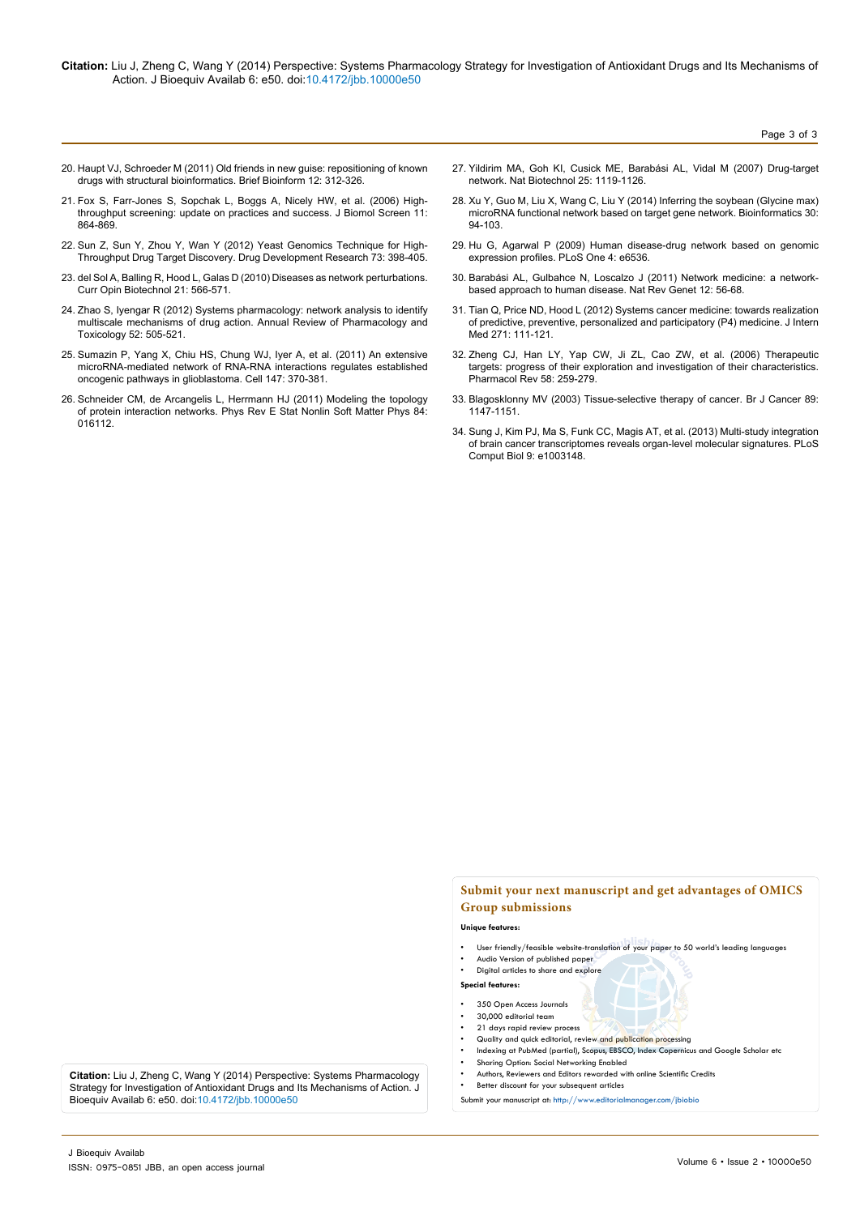20. Haupt VJ, Schroeder M (2011) Old friends in new guise: repositioning of known drugs with structural bioinformatics. Brief Bioinform 12: 312-326.

21. Fox S, Farr-Jones S, Sopchak L, Boggs A, Nicely HW, et al. (2006) High-throughput screening: update on practices and success. J Biomol Screen 11: 864-869.

22. Sun Z, Sun Y, Zhou Y, Wan Y (2012) Yeast Genomics Technique for High-Throughput Drug Target Discovery. Drug Development Research 73: 398-405.

23. del Sol A, Balling R, Hood L, Galas D (2010) Diseases as network perturbations. Curr Opin Biotechnol 21: 566-571.

24. Zhao S, Iyengar R (2012) Systems pharmacology: network analysis to identify multiscale mechanisms of drug action. Annual Review of Pharmacology and Toxicology 52: 505-521.

25. Sumazin P, Yang X, Chiu HS, Chung WJ, Iyer A, et al. (2011) An extensive microRNA-mediated network of RNA-RNA interactions regulates established oncogenic pathways in glioblastoma. Cell 147: 370-381.

26. Schneider CM, de Arcangelis L, Herrmann HJ (2011) Modeling the topology of protein interaction networks. Phys Rev E Stat Nonlin Soft Matter Phys 84: 016112.

27. Yildirim MA, Goh KI, Cusick ME, Barabási AL, Vidal M (2007) Drug-target network. Nat Biotechnol 25: 1119-1126.

28. Xu Y, Guo M, Liu X, Wang C, Liu Y (2014) Inferring the soybean (Glycine max) microRNA functional network based on target gene network. Bioinformatics 30: 94-103.

29. Hu G, Agarwal P (2009) Human disease-drug network based on genomic expression profiles. PLoS One 4: e6536.

30. Barabási AL, Gulbahce N, Loscalzo J (2011) Network medicine: a network-based approach to human disease. Nat Rev Genet 12: 56-68.

31. Tian Q, Price ND, Hood L (2012) Systems cancer medicine: towards realization of predictive, preventive, personalized and participatory (P4) medicine. J Intern Med 271: 111-121.

32. Zheng CJ, Han LY, Yap CW, Ji ZL, Cao ZW, et al. (2006) Therapeutic targets: progress of their exploration and investigation of their characteristics. Pharmacol Rev 58: 259-279.

33. Blagosklonny MV (2003) Tissue-selective therapy of cancer. Br J Cancer 89: 1147-1151.

34. Sung J, Kim PJ, Ma S, Funk CC, Magis AT, et al. (2013) Multi-study integration of brain cancer transcriptomes reveals organ-level molecular signatures. PLoS Comput Biol 9: e1003148.

**Citation:** Liu J, Zheng C, Wang Y (2014) Perspective: Systems Pharmacology Strategy for Investigation of Antioxidant Drugs and Its Mechanisms of Action. J Bioequiv Availab 6: e50. doi:10.4172/jbb.10000e50

## Submit your next manuscript and get advantages of OMICS Group submissions

**Unique features:**

- User friendly/feasible website-translation of your paper to 50 world's leading languages
- Audio Version of published paper
- Digital articles to share and explore

**Special features:**

- 350 Open Access Journals
- 30,000 editorial team
- 21 days rapid review process
- Quality and quick editorial, review and publication processing
- Indexing at PubMed (partial), Scopus, EBSCO, Index Copernicus and Google Scholar etc
- Sharing Option: Social Networking Enabled
- Authors, Reviewers and Editors rewarded with online Scientific Credits
- Better discount for your subsequent articles

Submit your manuscript at: http://www.editorialmanager.com/jbiobio